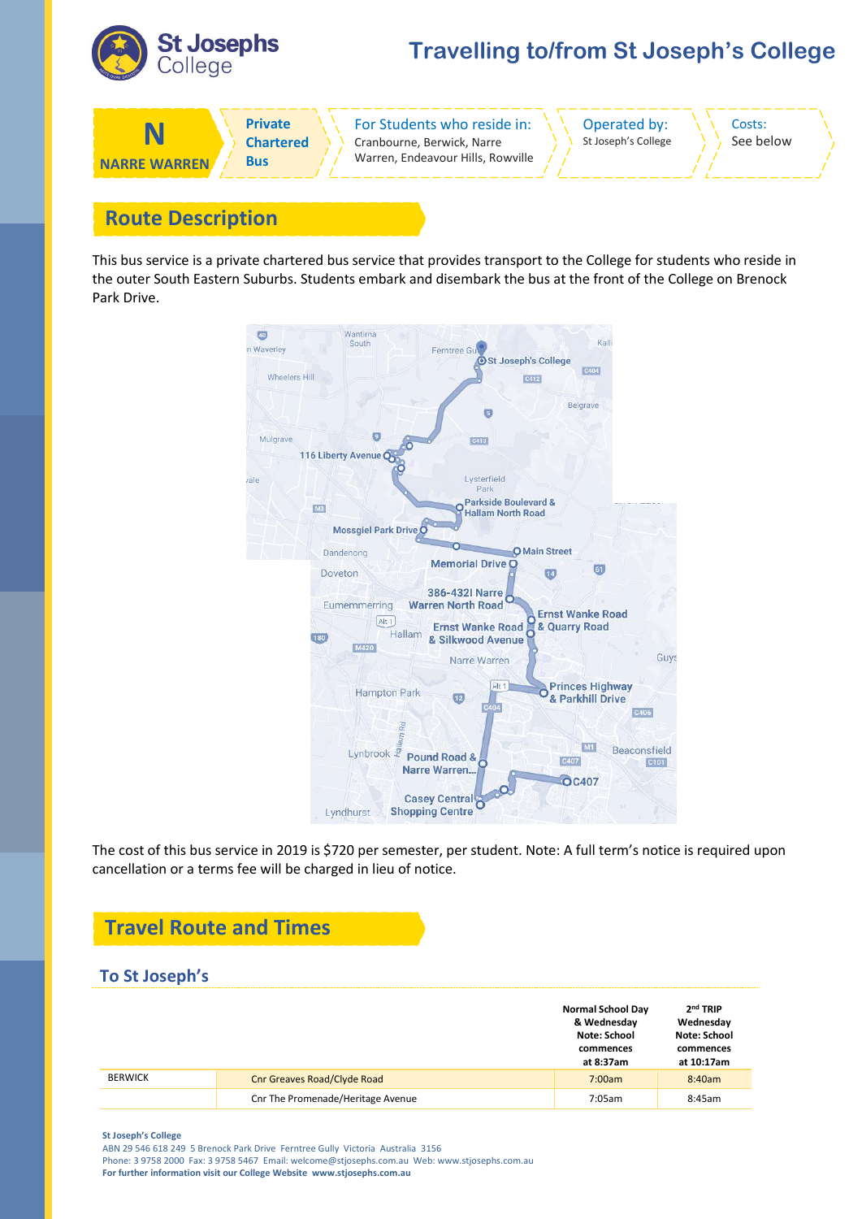# Travelling to/from St Joseph's College

| N NARRE WARREN | Private Chartered Bus | For Students who reside in: Cranbourne, Berwick, Narre Warren, Endeavour Hills, Rowville | Operated by: St Joseph's College | Costs: See below |
|---|---|---|---|---|

## Route Description

This bus service is a private chartered bus service that provides transport to the College for students who reside in the outer South Eastern Suburbs. Students embark and disembark the bus at the front of the College on Brenock Park Drive.

The cost of this bus service in 2019 is $720 per semester, per student. Note: A full term's notice is required upon cancellation or a terms fee will be charged in lieu of notice.

## Travel Route and Times

### To St Joseph's

| | | Normal School Day & Wednesday Note: School commences at 8:37am | 2nd TRIP Wednesday Note: School commences at 10:17am |
|---|---|---|---|
| BERWICK | Cnr Greaves Road/Clyde Road | 7:00am | 8:40am |
| | Cnr The Promenade/Heritage Avenue | 7:05am | 8:45am |

**St Joseph's College**
ABN 29 546 618 249 5 Brenock Park Drive Ferntree Gully Victoria Australia 3156
Phone: 3 9758 2000 Fax: 3 9758 5467 Email: welcome@stjosephs.com.au Web: www.stjosephs.com.au
**For further information visit our College Website www.stjosephs.com.au**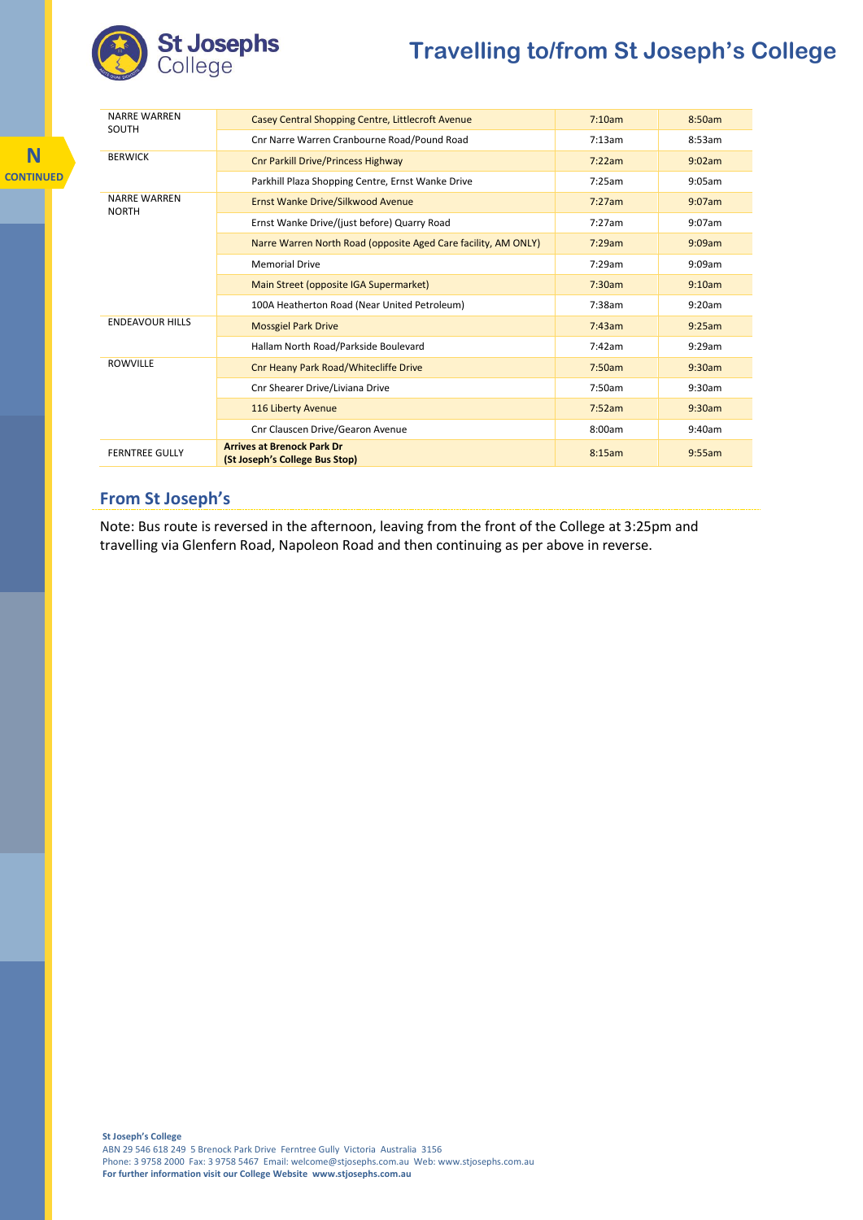# Travelling to/from St Joseph's College

**N CONTINUED**

| | | | |
|---|---|---|---|
| NARRE WARREN SOUTH | Casey Central Shopping Centre, Littlecroft Avenue | 7:10am | 8:50am |
| | Cnr Narre Warren Cranbourne Road/Pound Road | 7:13am | 8:53am |
| BERWICK | Cnr Parkill Drive/Princess Highway | 7:22am | 9:02am |
| | Parkhill Plaza Shopping Centre, Ernst Wanke Drive | 7:25am | 9:05am |
| NARRE WARREN NORTH | Ernst Wanke Drive/Silkwood Avenue | 7:27am | 9:07am |
| | Ernst Wanke Drive/(just before) Quarry Road | 7:27am | 9:07am |
| | Narre Warren North Road (opposite Aged Care facility, AM ONLY) | 7:29am | 9:09am |
| | Memorial Drive | 7:29am | 9:09am |
| | Main Street (opposite IGA Supermarket) | 7:30am | 9:10am |
| | 100A Heatherton Road (Near United Petroleum) | 7:38am | 9:20am |
| ENDEAVOUR HILLS | Mossgiel Park Drive | 7:43am | 9:25am |
| | Hallam North Road/Parkside Boulevard | 7:42am | 9:29am |
| ROWVILLE | Cnr Heany Park Road/Whitecliffe Drive | 7:50am | 9:30am |
| | Cnr Shearer Drive/Liviana Drive | 7:50am | 9:30am |
| | 116 Liberty Avenue | 7:52am | 9:30am |
| | Cnr Clauscen Drive/Gearon Avenue | 8:00am | 9:40am |
| FERNTREE GULLY | **Arrives at Brenock Park Dr (St Joseph's College Bus Stop)** | 8:15am | 9:55am |

## From St Joseph's

Note: Bus route is reversed in the afternoon, leaving from the front of the College at 3:25pm and travelling via Glenfern Road, Napoleon Road and then continuing as per above in reverse.

**St Joseph's College**
ABN 29 546 618 249 5 Brenock Park Drive Ferntree Gully Victoria Australia 3156
Phone: 3 9758 2000 Fax: 3 9758 5467 Email: welcome@stjosephs.com.au Web: www.stjosephs.com.au
**For further information visit our College Website www.stjosephs.com.au**